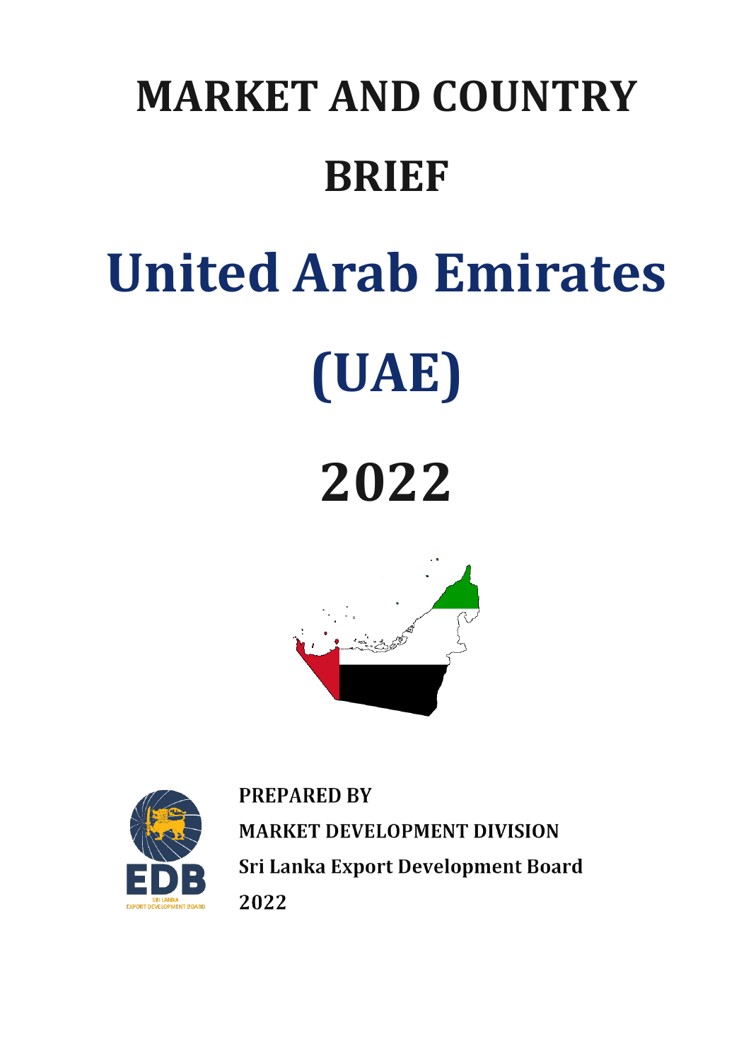# MARKET AND COUNTRY BRIEF

# United Arab Emirates (UAE)

# 2022

**PREPARED BY**

**MARKET DEVELOPMENT DIVISION**

**Sri Lanka Export Development Board**

**2022**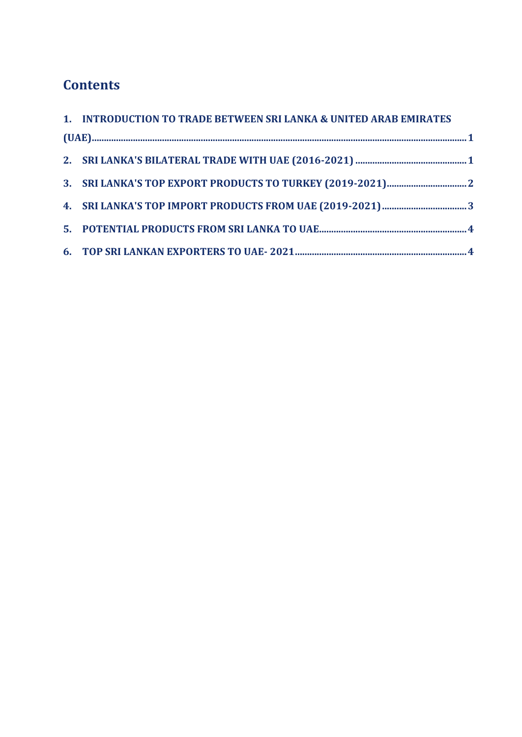## Contents

1. INTRODUCTION TO TRADE BETWEEN SRI LANKA & UNITED ARAB EMIRATES (UAE) ........ 1
2. SRI LANKA'S BILATERAL TRADE WITH UAE (2016-2021) ........ 1
3. SRI LANKA'S TOP EXPORT PRODUCTS TO TURKEY (2019-2021) ........ 2
4. SRI LANKA'S TOP IMPORT PRODUCTS FROM UAE (2019-2021) ........ 3
5. POTENTIAL PRODUCTS FROM SRI LANKA TO UAE ........ 4
6. TOP SRI LANKAN EXPORTERS TO UAE- 2021 ........ 4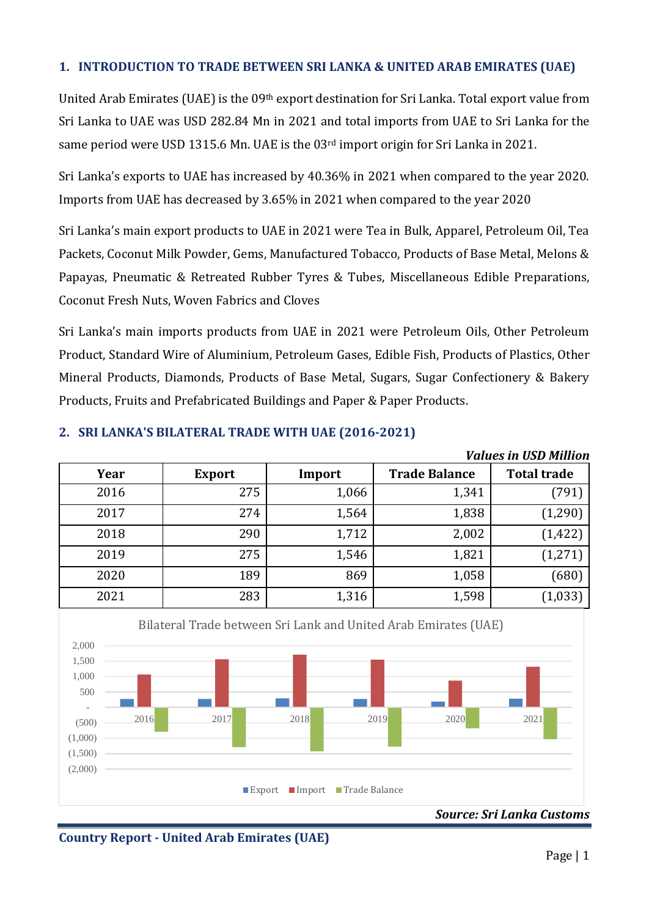## 1. INTRODUCTION TO TRADE BETWEEN SRI LANKA & UNITED ARAB EMIRATES (UAE)

United Arab Emirates (UAE) is the 09th export destination for Sri Lanka. Total export value from Sri Lanka to UAE was USD 282.84 Mn in 2021 and total imports from UAE to Sri Lanka for the same period were USD 1315.6 Mn. UAE is the 03rd import origin for Sri Lanka in 2021.

Sri Lanka's exports to UAE has increased by 40.36% in 2021 when compared to the year 2020. Imports from UAE has decreased by 3.65% in 2021 when compared to the year 2020

Sri Lanka's main export products to UAE in 2021 were Tea in Bulk, Apparel, Petroleum Oil, Tea Packets, Coconut Milk Powder, Gems, Manufactured Tobacco, Products of Base Metal, Melons & Papayas, Pneumatic & Retreated Rubber Tyres & Tubes, Miscellaneous Edible Preparations, Coconut Fresh Nuts, Woven Fabrics and Cloves

Sri Lanka's main imports products from UAE in 2021 were Petroleum Oils, Other Petroleum Product, Standard Wire of Aluminium, Petroleum Gases, Edible Fish, Products of Plastics, Other Mineral Products, Diamonds, Products of Base Metal, Sugars, Sugar Confectionery & Bakery Products, Fruits and Prefabricated Buildings and Paper & Paper Products.

## 2. SRI LANKA'S BILATERAL TRADE WITH UAE (2016-2021)

***Values in USD Million***

| Year | Export | Import | Trade Balance | Total trade |
|---|---|---|---|---|
| 2016 | 275 | 1,066 | 1,341 | (791) |
| 2017 | 274 | 1,564 | 1,838 | (1,290) |
| 2018 | 290 | 1,712 | 2,002 | (1,422) |
| 2019 | 275 | 1,546 | 1,821 | (1,271) |
| 2020 | 189 | 869 | 1,058 | (680) |
| 2021 | 283 | 1,316 | 1,598 | (1,033) |

Bilateral Trade between Sri Lank and United Arab Emirates (UAE)

***Source: Sri Lanka Customs***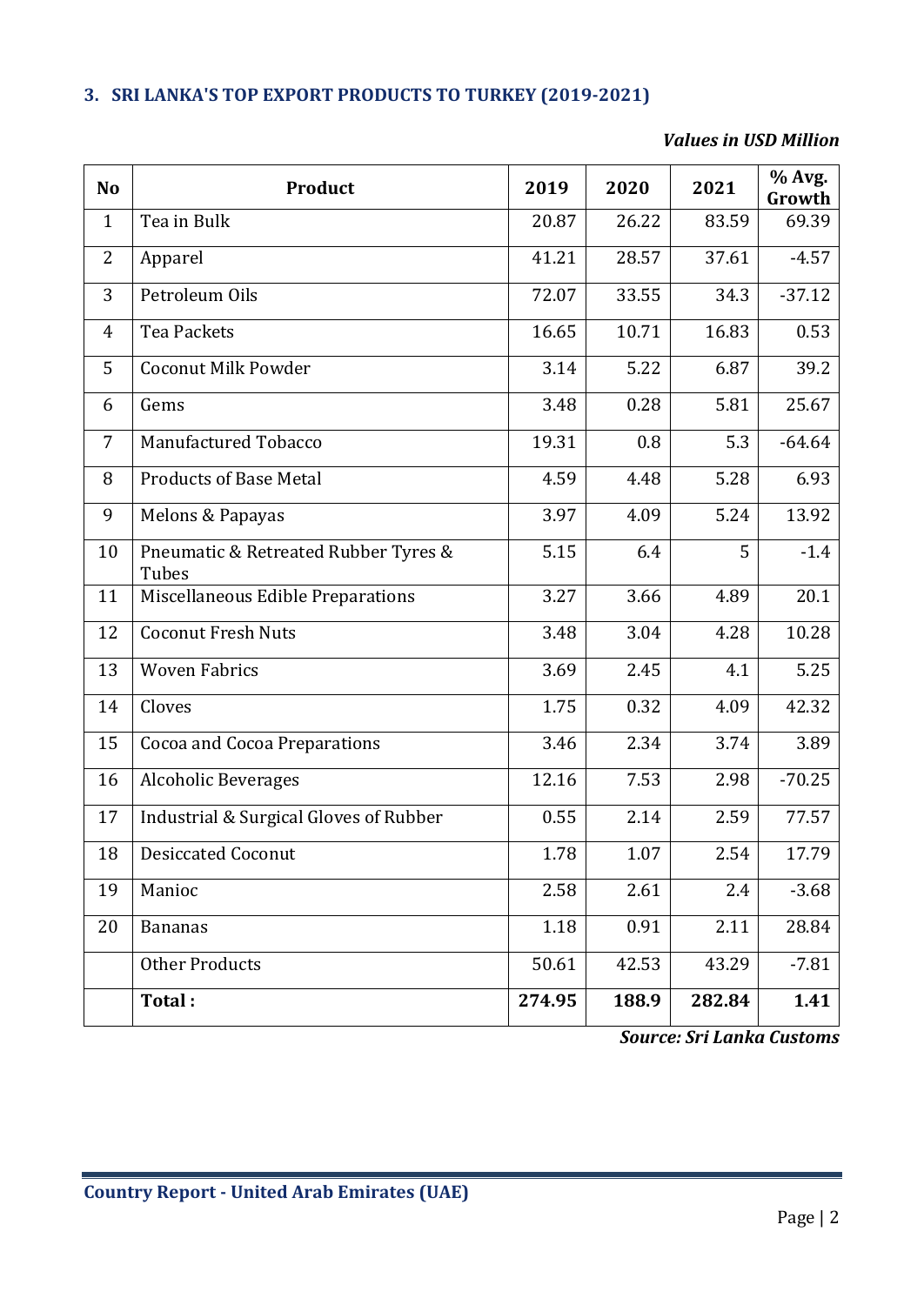### 3. SRI LANKA'S TOP EXPORT PRODUCTS TO TURKEY (2019-2021)

***Values in USD Million***

| No | Product | 2019 | 2020 | 2021 | % Avg. Growth |
|---|---|---|---|---|---|
| 1 | Tea in Bulk | 20.87 | 26.22 | 83.59 | 69.39 |
| 2 | Apparel | 41.21 | 28.57 | 37.61 | -4.57 |
| 3 | Petroleum Oils | 72.07 | 33.55 | 34.3 | -37.12 |
| 4 | Tea Packets | 16.65 | 10.71 | 16.83 | 0.53 |
| 5 | Coconut Milk Powder | 3.14 | 5.22 | 6.87 | 39.2 |
| 6 | Gems | 3.48 | 0.28 | 5.81 | 25.67 |
| 7 | Manufactured Tobacco | 19.31 | 0.8 | 5.3 | -64.64 |
| 8 | Products of Base Metal | 4.59 | 4.48 | 5.28 | 6.93 |
| 9 | Melons & Papayas | 3.97 | 4.09 | 5.24 | 13.92 |
| 10 | Pneumatic & Retreated Rubber Tyres & Tubes | 5.15 | 6.4 | 5 | -1.4 |
| 11 | Miscellaneous Edible Preparations | 3.27 | 3.66 | 4.89 | 20.1 |
| 12 | Coconut Fresh Nuts | 3.48 | 3.04 | 4.28 | 10.28 |
| 13 | Woven Fabrics | 3.69 | 2.45 | 4.1 | 5.25 |
| 14 | Cloves | 1.75 | 0.32 | 4.09 | 42.32 |
| 15 | Cocoa and Cocoa Preparations | 3.46 | 2.34 | 3.74 | 3.89 |
| 16 | Alcoholic Beverages | 12.16 | 7.53 | 2.98 | -70.25 |
| 17 | Industrial & Surgical Gloves of Rubber | 0.55 | 2.14 | 2.59 | 77.57 |
| 18 | Desiccated Coconut | 1.78 | 1.07 | 2.54 | 17.79 |
| 19 | Manioc | 2.58 | 2.61 | 2.4 | -3.68 |
| 20 | Bananas | 1.18 | 0.91 | 2.11 | 28.84 |
| | Other Products | 50.61 | 42.53 | 43.29 | -7.81 |
| | **Total :** | **274.95** | **188.9** | **282.84** | **1.41** |

***Source: Sri Lanka Customs***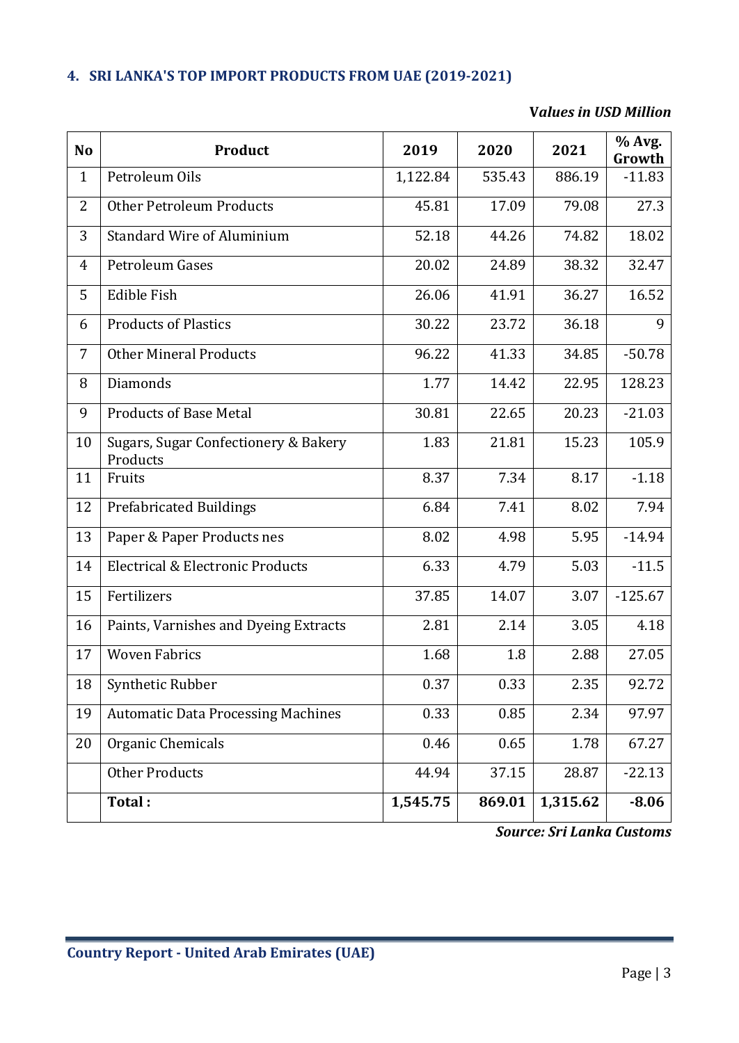## 4. SRI LANKA'S TOP IMPORT PRODUCTS FROM UAE (2019-2021)

***Values in USD Million***

| No | Product | 2019 | 2020 | 2021 | % Avg. Growth |
|---|---|---|---|---|---|
| 1 | Petroleum Oils | 1,122.84 | 535.43 | 886.19 | -11.83 |
| 2 | Other Petroleum Products | 45.81 | 17.09 | 79.08 | 27.3 |
| 3 | Standard Wire of Aluminium | 52.18 | 44.26 | 74.82 | 18.02 |
| 4 | Petroleum Gases | 20.02 | 24.89 | 38.32 | 32.47 |
| 5 | Edible Fish | 26.06 | 41.91 | 36.27 | 16.52 |
| 6 | Products of Plastics | 30.22 | 23.72 | 36.18 | 9 |
| 7 | Other Mineral Products | 96.22 | 41.33 | 34.85 | -50.78 |
| 8 | Diamonds | 1.77 | 14.42 | 22.95 | 128.23 |
| 9 | Products of Base Metal | 30.81 | 22.65 | 20.23 | -21.03 |
| 10 | Sugars, Sugar Confectionery & Bakery Products | 1.83 | 21.81 | 15.23 | 105.9 |
| 11 | Fruits | 8.37 | 7.34 | 8.17 | -1.18 |
| 12 | Prefabricated Buildings | 6.84 | 7.41 | 8.02 | 7.94 |
| 13 | Paper & Paper Products nes | 8.02 | 4.98 | 5.95 | -14.94 |
| 14 | Electrical & Electronic Products | 6.33 | 4.79 | 5.03 | -11.5 |
| 15 | Fertilizers | 37.85 | 14.07 | 3.07 | -125.67 |
| 16 | Paints, Varnishes and Dyeing Extracts | 2.81 | 2.14 | 3.05 | 4.18 |
| 17 | Woven Fabrics | 1.68 | 1.8 | 2.88 | 27.05 |
| 18 | Synthetic Rubber | 0.37 | 0.33 | 2.35 | 92.72 |
| 19 | Automatic Data Processing Machines | 0.33 | 0.85 | 2.34 | 97.97 |
| 20 | Organic Chemicals | 0.46 | 0.65 | 1.78 | 67.27 |
| | Other Products | 44.94 | 37.15 | 28.87 | -22.13 |
| | **Total :** | **1,545.75** | **869.01** | **1,315.62** | **-8.06** |

***Source: Sri Lanka Customs***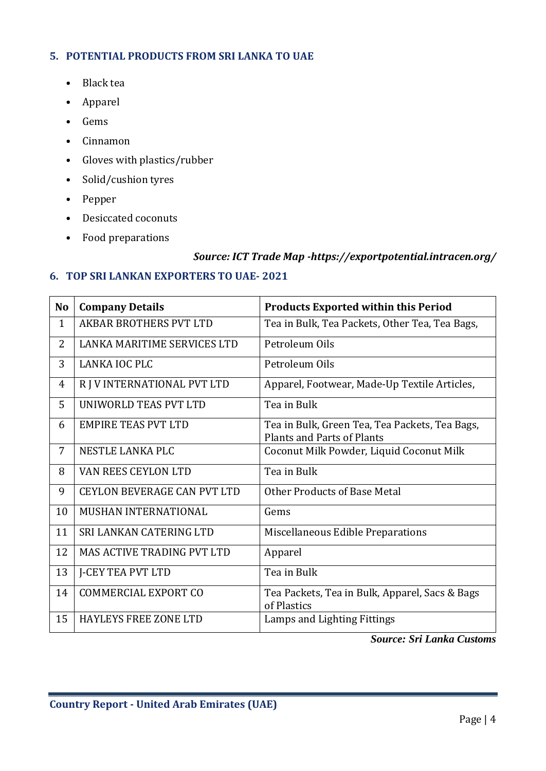## 5. POTENTIAL PRODUCTS FROM SRI LANKA TO UAE

- Black tea
- Apparel
- Gems
- Cinnamon
- Gloves with plastics/rubber
- Solid/cushion tyres
- Pepper
- Desiccated coconuts
- Food preparations

***Source: ICT Trade Map -https://exportpotential.intracen.org/***

## 6. TOP SRI LANKAN EXPORTERS TO UAE- 2021

| No | Company Details | Products Exported within this Period |
|---|---|---|
| 1 | AKBAR BROTHERS PVT LTD | Tea in Bulk, Tea Packets, Other Tea, Tea Bags, |
| 2 | LANKA MARITIME SERVICES LTD | Petroleum Oils |
| 3 | LANKA IOC PLC | Petroleum Oils |
| 4 | R J V INTERNATIONAL PVT LTD | Apparel, Footwear, Made-Up Textile Articles, |
| 5 | UNIWORLD TEAS PVT LTD | Tea in Bulk |
| 6 | EMPIRE TEAS PVT LTD | Tea in Bulk, Green Tea, Tea Packets, Tea Bags, Plants and Parts of Plants |
| 7 | NESTLE LANKA PLC | Coconut Milk Powder, Liquid Coconut Milk |
| 8 | VAN REES CEYLON LTD | Tea in Bulk |
| 9 | CEYLON BEVERAGE CAN PVT LTD | Other Products of Base Metal |
| 10 | MUSHAN INTERNATIONAL | Gems |
| 11 | SRI LANKAN CATERING LTD | Miscellaneous Edible Preparations |
| 12 | MAS ACTIVE TRADING PVT LTD | Apparel |
| 13 | J-CEY TEA PVT LTD | Tea in Bulk |
| 14 | COMMERCIAL EXPORT CO | Tea Packets, Tea in Bulk, Apparel, Sacs & Bags of Plastics |
| 15 | HAYLEYS FREE ZONE LTD | Lamps and Lighting Fittings |

***Source: Sri Lanka Customs***